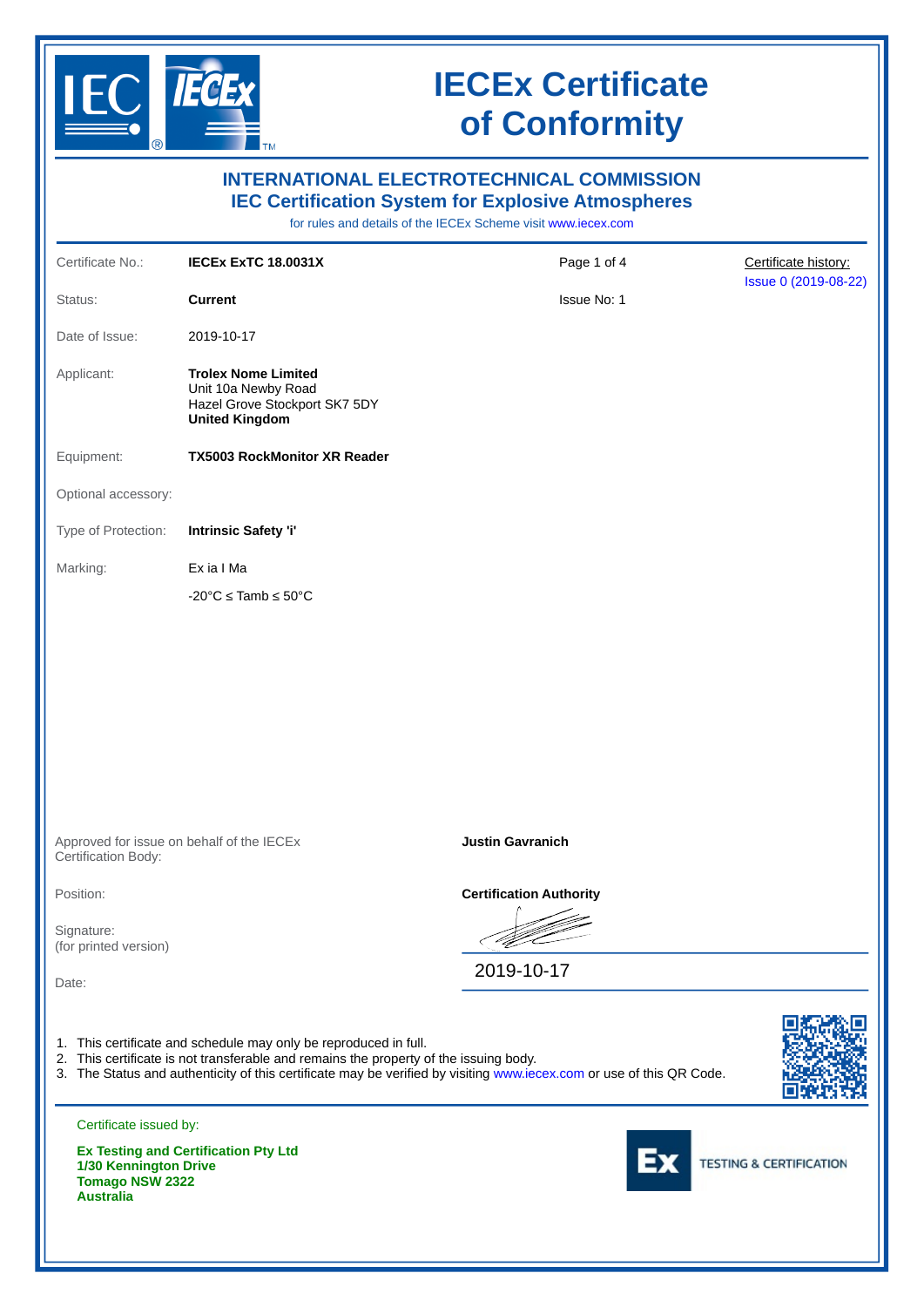# IECEx Certificate of Conformity

## INTERNATIONAL ELECTROTECHNICAL COMMISSION
## IEC Certification System for Explosive Atmospheres

for rules and details of the IECEx Scheme visit www.iecex.com

| | | | |
|---|---|---|---|
| Certificate No.: | **IECEx ExTC 18.0031X** | Page 1 of 4 | Certificate history: |
| Status: | **Current** | Issue No: 1 | Issue 0 (2019-08-22) |
| Date of Issue: | 2019-10-17 | | |
| Applicant: | **Trolex Nome Limited**<br>Unit 10a Newby Road<br>Hazel Grove Stockport SK7 5DY<br>**United Kingdom** | | |
| Equipment: | **TX5003 RockMonitor XR Reader** | | |
| Optional accessory: | | | |
| Type of Protection: | **Intrinsic Safety 'i'** | | |
| Marking: | Ex ia I Ma<br><br>-20°C ≤ Tamb ≤ 50°C | | |

| | |
|---|---|
| Approved for issue on behalf of the IECEx Certification Body: | **Justin Gavranich** |
| Position: | **Certification Authority** |
| Signature:<br>(for printed version) | |
| Date: | 2019-10-17 |

1. This certificate and schedule may only be reproduced in full.
2. This certificate is not transferable and remains the property of the issuing body.
3. The Status and authenticity of this certificate may be verified by visiting www.iecex.com or use of this QR Code.

Certificate issued by:

**Ex Testing and Certification Pty Ltd**
**1/30 Kennington Drive**
**Tomago NSW 2322**
**Australia**

Ex TESTING & CERTIFICATION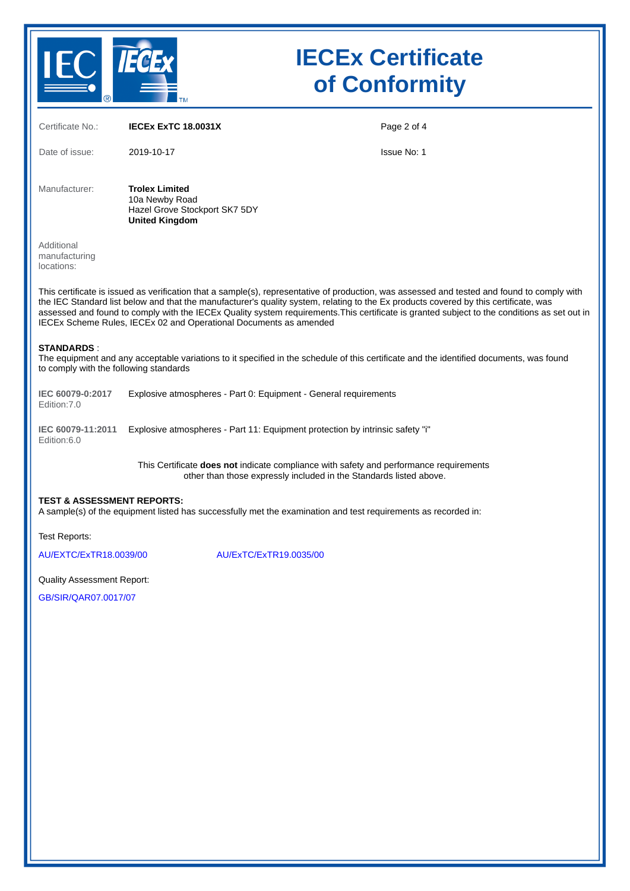# IECEx Certificate of Conformity

Certificate No.: **IECEx ExTC 18.0031X**

Date of issue: 2019-10-17

Issue No: 1

Manufacturer: **Trolex Limited**
10a Newby Road
Hazel Grove Stockport SK7 5DY
**United Kingdom**

Additional manufacturing locations:

This certificate is issued as verification that a sample(s), representative of production, was assessed and tested and found to comply with the IEC Standard list below and that the manufacturer's quality system, relating to the Ex products covered by this certificate, was assessed and found to comply with the IECEx Quality system requirements.This certificate is granted subject to the conditions as set out in IECEx Scheme Rules, IECEx 02 and Operational Documents as amended

**STANDARDS** :
The equipment and any acceptable variations to it specified in the schedule of this certificate and the identified documents, was found to comply with the following standards

**IEC 60079-0:2017** Edition:7.0 — Explosive atmospheres - Part 0: Equipment - General requirements

**IEC 60079-11:2011** Edition:6.0 — Explosive atmospheres - Part 11: Equipment protection by intrinsic safety "i"

This Certificate **does not** indicate compliance with safety and performance requirements other than those expressly included in the Standards listed above.

**TEST & ASSESSMENT REPORTS:**
A sample(s) of the equipment listed has successfully met the examination and test requirements as recorded in:

Test Reports:

AU/EXTC/ExTR18.0039/00

AU/ExTC/ExTR19.0035/00

Quality Assessment Report:

GB/SIR/QAR07.0017/07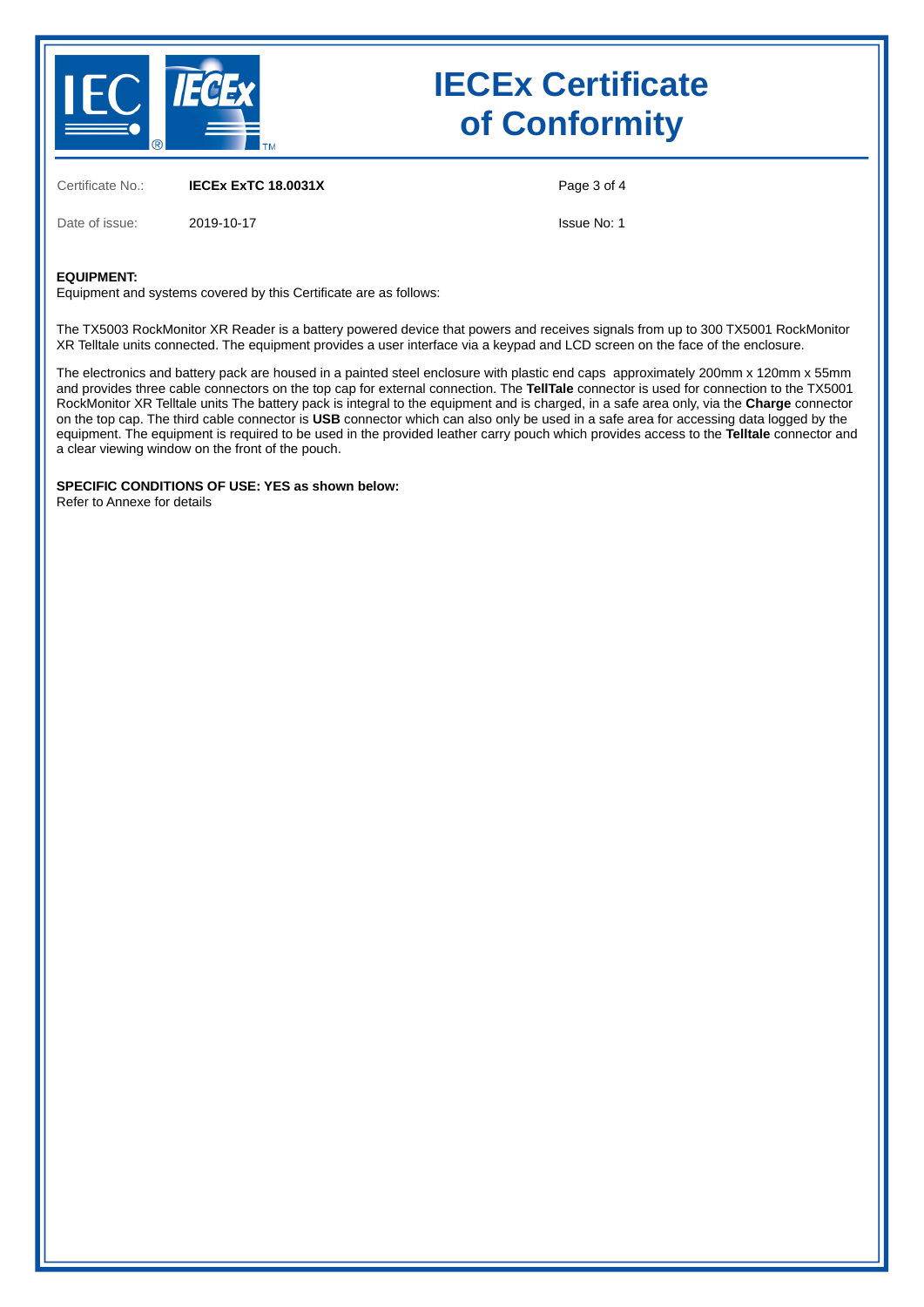Certificate No.: **IECEx ExTC 18.0031X**

Date of issue: 2019-10-17

Issue No: 1

**EQUIPMENT:**
Equipment and systems covered by this Certificate are as follows:

The TX5003 RockMonitor XR Reader is a battery powered device that powers and receives signals from up to 300 TX5001 RockMonitor XR Telltale units connected. The equipment provides a user interface via a keypad and LCD screen on the face of the enclosure.

The electronics and battery pack are housed in a painted steel enclosure with plastic end caps approximately 200mm x 120mm x 55mm and provides three cable connectors on the top cap for external connection. The **TellTale** connector is used for connection to the TX5001 RockMonitor XR Telltale units The battery pack is integral to the equipment and is charged, in a safe area only, via the **Charge** connector on the top cap. The third cable connector is **USB** connector which can also only be used in a safe area for accessing data logged by the equipment. The equipment is required to be used in the provided leather carry pouch which provides access to the **Telltale** connector and a clear viewing window on the front of the pouch.

**SPECIFIC CONDITIONS OF USE: YES as shown below:**
Refer to Annexe for details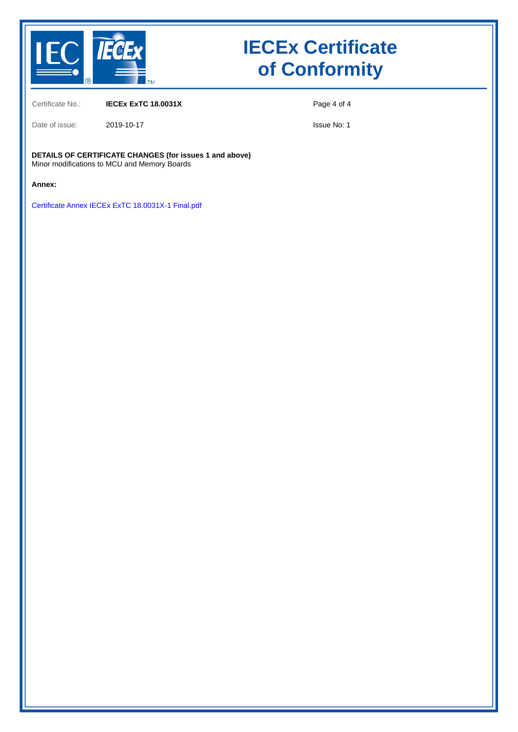# IECEx Certificate of Conformity

| | | | |
|---|---|---|---|
| Certificate No.: | **IECEx ExTC 18.0031X** | | |
| Date of issue: | 2019-10-17 | | Issue No: 1 |

**DETAILS OF CERTIFICATE CHANGES (for issues 1 and above)**
Minor modifications to MCU and Memory Boards

**Annex:**

Certificate Annex IECEx ExTC 18.0031X-1 Final.pdf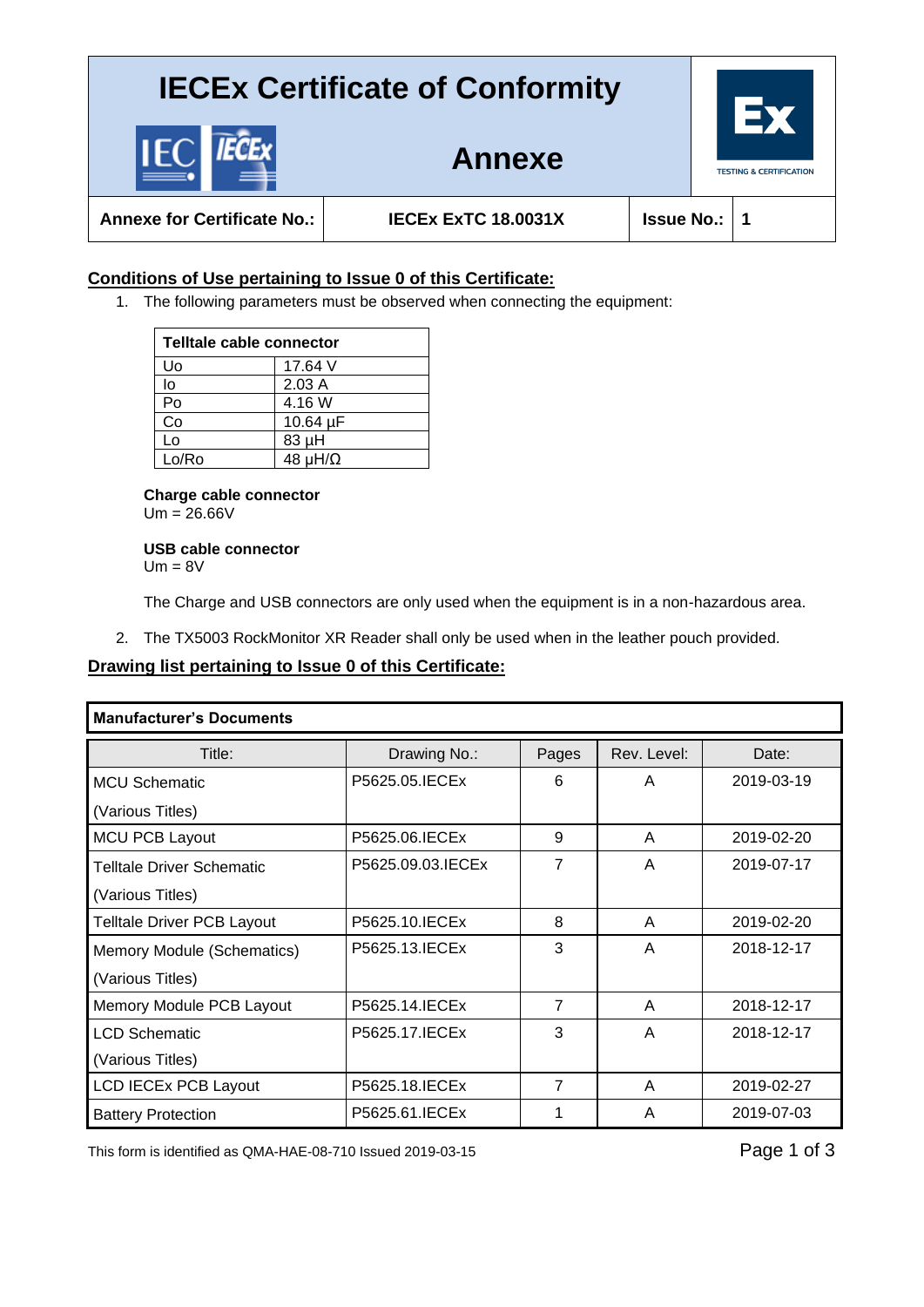# IECEx Certificate of Conformity

## Annexe

| Annexe for Certificate No.: | IECEx ExTC 18.0031X | Issue No.: | 1 |
|---|---|---|---|

### Conditions of Use pertaining to Issue 0 of this Certificate:

1. The following parameters must be observed when connecting the equipment:

| Telltale cable connector | |
|---|---|
| Uo | 17.64 V |
| Io | 2.03 A |
| Po | 4.16 W |
| Co | 10.64 µF |
| Lo | 83 µH |
| Lo/Ro | 48 µH/Ω |

**Charge cable connector**
Um = 26.66V

**USB cable connector**
Um = 8V

The Charge and USB connectors are only used when the equipment is in a non-hazardous area.

2. The TX5003 RockMonitor XR Reader shall only be used when in the leather pouch provided.

### Drawing list pertaining to Issue 0 of this Certificate:

**Manufacturer's Documents**

| Title: | Drawing No.: | Pages | Rev. Level: | Date: |
|---|---|---|---|---|
| MCU Schematic (Various Titles) | P5625.05.IECEx | 6 | A | 2019-03-19 |
| MCU PCB Layout | P5625.06.IECEx | 9 | A | 2019-02-20 |
| Telltale Driver Schematic (Various Titles) | P5625.09.03.IECEx | 7 | A | 2019-07-17 |
| Telltale Driver PCB Layout | P5625.10.IECEx | 8 | A | 2019-02-20 |
| Memory Module (Schematics) (Various Titles) | P5625.13.IECEx | 3 | A | 2018-12-17 |
| Memory Module PCB Layout | P5625.14.IECEx | 7 | A | 2018-12-17 |
| LCD Schematic (Various Titles) | P5625.17.IECEx | 3 | A | 2018-12-17 |
| LCD IECEx PCB Layout | P5625.18.IECEx | 7 | A | 2019-02-27 |
| Battery Protection | P5625.61.IECEx | 1 | A | 2019-07-03 |

This form is identified as QMA-HAE-08-710 Issued 2019-03-15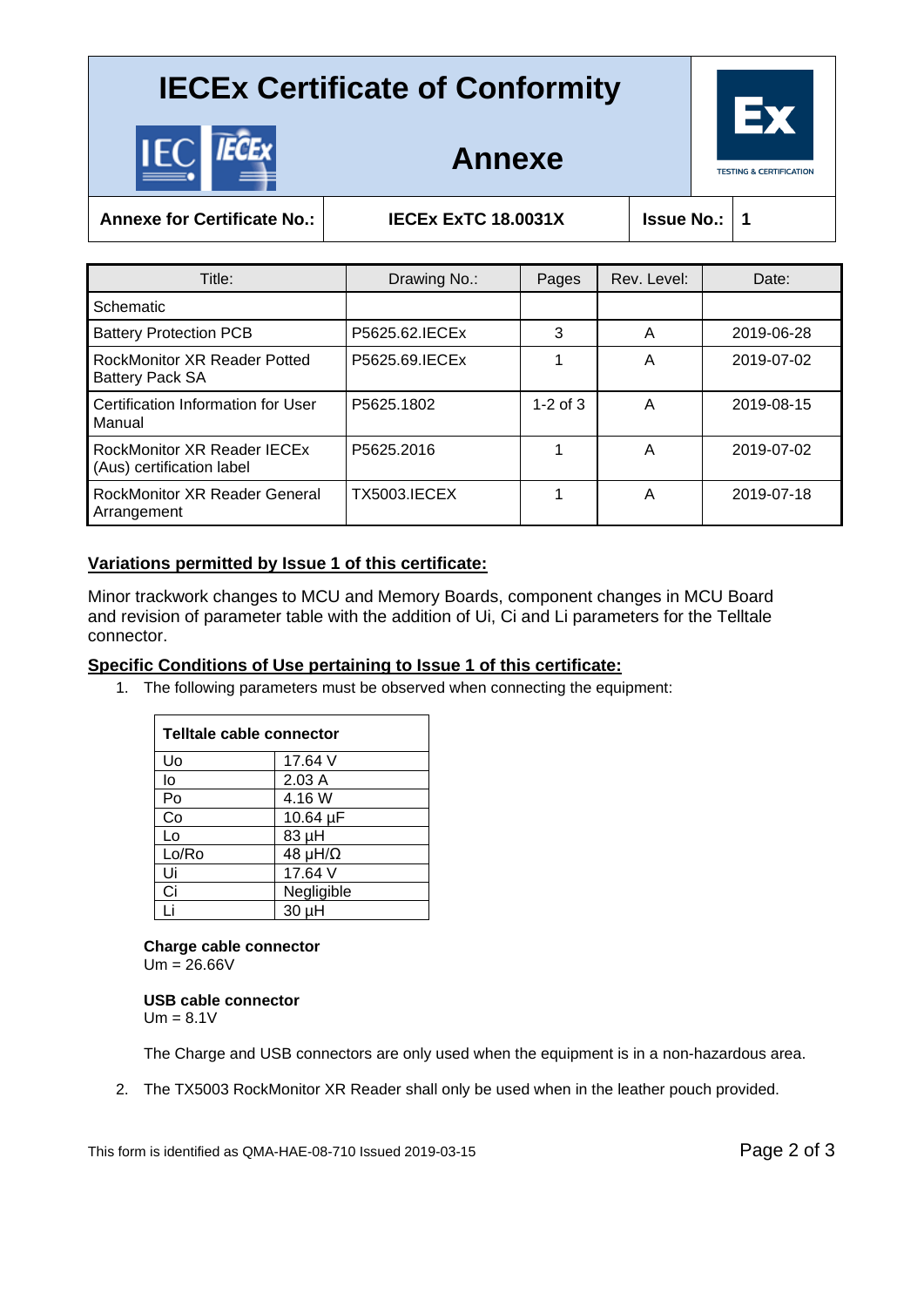# IECEx Certificate of Conformity

## Annexe

| Annexe for Certificate No.: | IECEx ExTC 18.0031X | Issue No.: | 1 |
|---|---|---|---|

| Title: | Drawing No.: | Pages | Rev. Level: | Date: |
|---|---|---|---|---|
| Schematic | | | | |
| Battery Protection PCB | P5625.62.IECEx | 3 | A | 2019-06-28 |
| RockMonitor XR Reader Potted Battery Pack SA | P5625.69.IECEx | 1 | A | 2019-07-02 |
| Certification Information for User Manual | P5625.1802 | 1-2 of 3 | A | 2019-08-15 |
| RockMonitor XR Reader IECEx (Aus) certification label | P5625.2016 | 1 | A | 2019-07-02 |
| RockMonitor XR Reader General Arrangement | TX5003.IECEX | 1 | A | 2019-07-18 |

**Variations permitted by Issue 1 of this certificate:**

Minor trackwork changes to MCU and Memory Boards, component changes in MCU Board and revision of parameter table with the addition of Ui, Ci and Li parameters for the Telltale connector.

**Specific Conditions of Use pertaining to Issue 1 of this certificate:**

1. The following parameters must be observed when connecting the equipment:

| Telltale cable connector | |
|---|---|
| Uo | 17.64 V |
| Io | 2.03 A |
| Po | 4.16 W |
| Co | 10.64 µF |
| Lo | 83 µH |
| Lo/Ro | 48 µH/Ω |
| Ui | 17.64 V |
| Ci | Negligible |
| Li | 30 µH |

**Charge cable connector**
Um = 26.66V

**USB cable connector**
Um = 8.1V

The Charge and USB connectors are only used when the equipment is in a non-hazardous area.

2. The TX5003 RockMonitor XR Reader shall only be used when in the leather pouch provided.

This form is identified as QMA-HAE-08-710 Issued 2019-03-15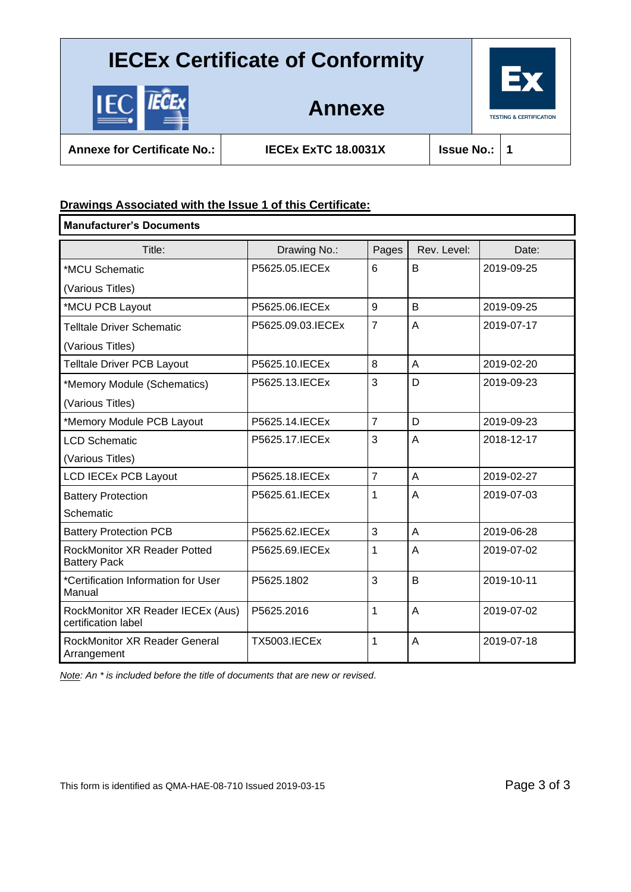# IECEx Certificate of Conformity

## Annexe

| Annexe for Certificate No.: | IECEx ExTC 18.0031X | Issue No.: | 1 |
|---|---|---|---|

**Drawings Associated with the Issue 1 of this Certificate:**

**Manufacturer's Documents**

| Title: | Drawing No.: | Pages | Rev. Level: | Date: |
|---|---|---|---|---|
| *MCU Schematic (Various Titles) | P5625.05.IECEx | 6 | B | 2019-09-25 |
| *MCU PCB Layout | P5625.06.IECEx | 9 | B | 2019-09-25 |
| Telltale Driver Schematic (Various Titles) | P5625.09.03.IECEx | 7 | A | 2019-07-17 |
| Telltale Driver PCB Layout | P5625.10.IECEx | 8 | A | 2019-02-20 |
| *Memory Module (Schematics) (Various Titles) | P5625.13.IECEx | 3 | D | 2019-09-23 |
| *Memory Module PCB Layout | P5625.14.IECEx | 7 | D | 2019-09-23 |
| LCD Schematic (Various Titles) | P5625.17.IECEx | 3 | A | 2018-12-17 |
| LCD IECEx PCB Layout | P5625.18.IECEx | 7 | A | 2019-02-27 |
| Battery Protection Schematic | P5625.61.IECEx | 1 | A | 2019-07-03 |
| Battery Protection PCB | P5625.62.IECEx | 3 | A | 2019-06-28 |
| RockMonitor XR Reader Potted Battery Pack | P5625.69.IECEx | 1 | A | 2019-07-02 |
| *Certification Information for User Manual | P5625.1802 | 3 | B | 2019-10-11 |
| RockMonitor XR Reader IECEx (Aus) certification label | P5625.2016 | 1 | A | 2019-07-02 |
| RockMonitor XR Reader General Arrangement | TX5003.IECEx | 1 | A | 2019-07-18 |

*Note: An * is included before the title of documents that are new or revised.*

This form is identified as QMA-HAE-08-710 Issued 2019-03-15